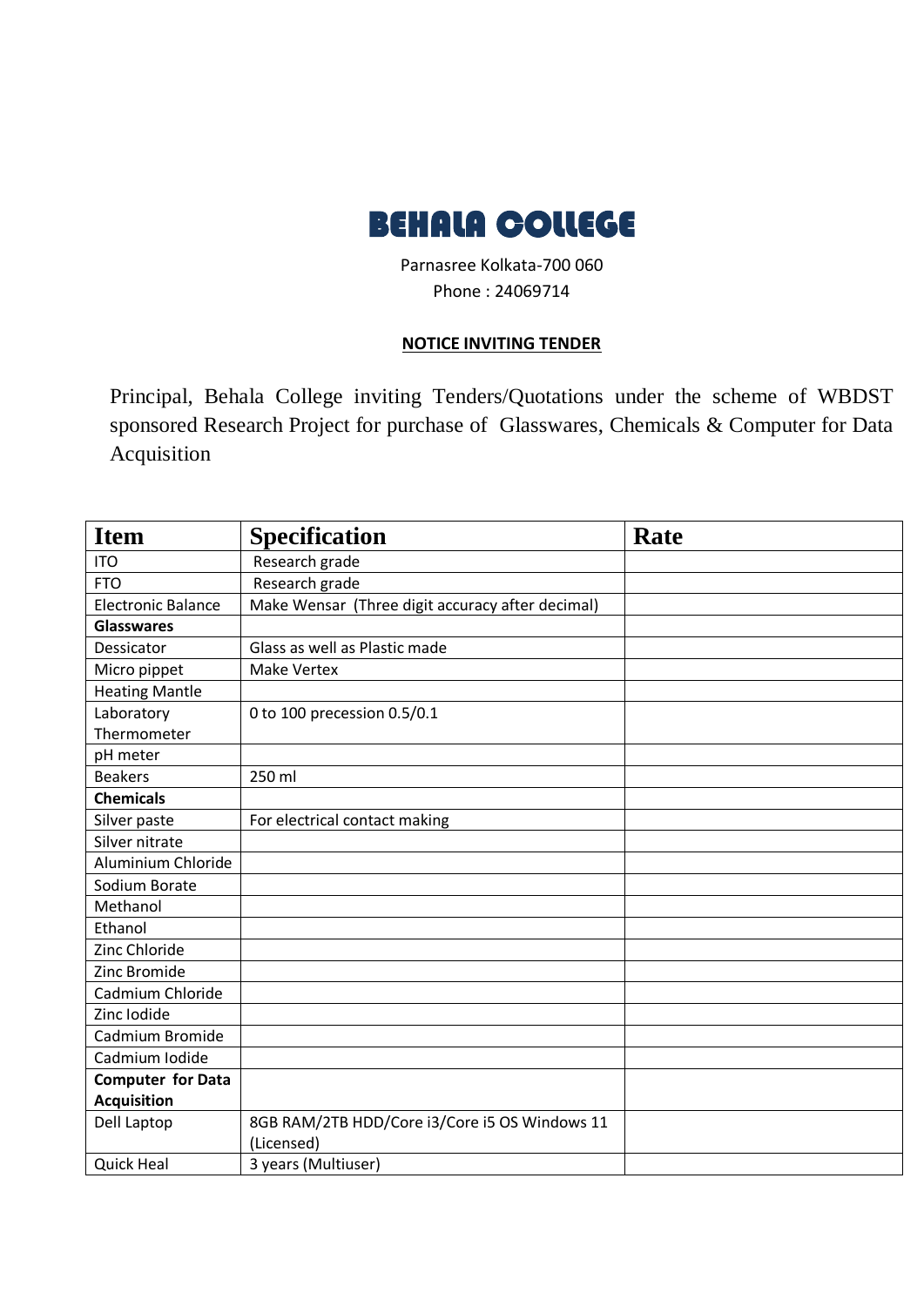# BEHALA COLLEGE

Parnasree Kolkata-700 060

Phone : 24069714

**NOTICE INVITING TENDER**

Principal, Behala College inviting Tenders/Quotations under the scheme of WBDST sponsored Research Project for purchase of Glasswares, Chemicals & Computer for Data Acquisition

| Item | Specification | Rate |
| --- | --- | --- |
| ITO | Research grade | |
| FTO | Research grade | |
| Electronic Balance | Make Wensar (Three digit accuracy after decimal) | |
| **Glasswares** | | |
| Dessicator | Glass as well as Plastic made | |
| Micro pippet | Make Vertex | |
| Heating Mantle | | |
| Laboratory Thermometer | 0 to 100 precession 0.5/0.1 | |
| pH meter | | |
| Beakers | 250 ml | |
| **Chemicals** | | |
| Silver paste | For electrical contact making | |
| Silver nitrate | | |
| Aluminium Chloride | | |
| Sodium Borate | | |
| Methanol | | |
| Ethanol | | |
| Zinc Chloride | | |
| Zinc Bromide | | |
| Cadmium Chloride | | |
| Zinc Iodide | | |
| Cadmium Bromide | | |
| Cadmium Iodide | | |
| **Computer for Data Acquisition** | | |
| Dell Laptop | 8GB RAM/2TB HDD/Core i3/Core i5 OS Windows 11 (Licensed) | |
| Quick Heal | 3 years (Multiuser) | |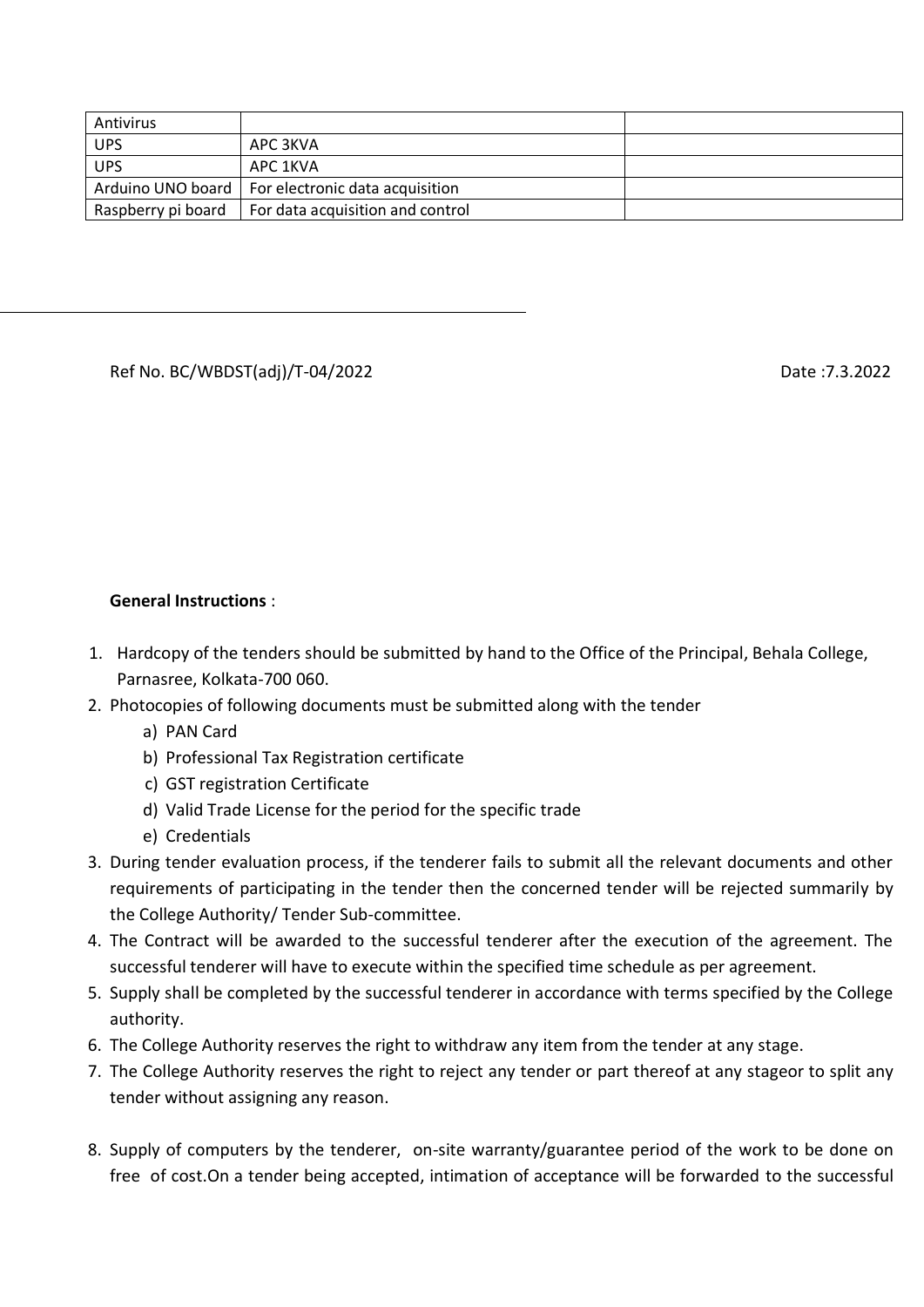| Antivirus | | |
|---|---|---|
| UPS | APC 3KVA | |
| UPS | APC 1KVA | |
| Arduino UNO board | For electronic data acquisition | |
| Raspberry pi board | For data acquisition and control | |

---

Ref No. BC/WBDST(adj)/T-04/2022 Date :7.3.2022

**General Instructions** :

1. Hardcopy of the tenders should be submitted by hand to the Office of the Principal, Behala College, Parnasree, Kolkata-700 060.
2. Photocopies of following documents must be submitted along with the tender
   a) PAN Card
   b) Professional Tax Registration certificate
   c) GST registration Certificate
   d) Valid Trade License for the period for the specific trade
   e) Credentials
3. During tender evaluation process, if the tenderer fails to submit all the relevant documents and other requirements of participating in the tender then the concerned tender will be rejected summarily by the College Authority/ Tender Sub-committee.
4. The Contract will be awarded to the successful tenderer after the execution of the agreement. The successful tenderer will have to execute within the specified time schedule as per agreement.
5. Supply shall be completed by the successful tenderer in accordance with terms specified by the College authority.
6. The College Authority reserves the right to withdraw any item from the tender at any stage.
7. The College Authority reserves the right to reject any tender or part thereof at any stageor to split any tender without assigning any reason.
8. Supply of computers by the tenderer, on-site warranty/guarantee period of the work to be done on free of cost.On a tender being accepted, intimation of acceptance will be forwarded to the successful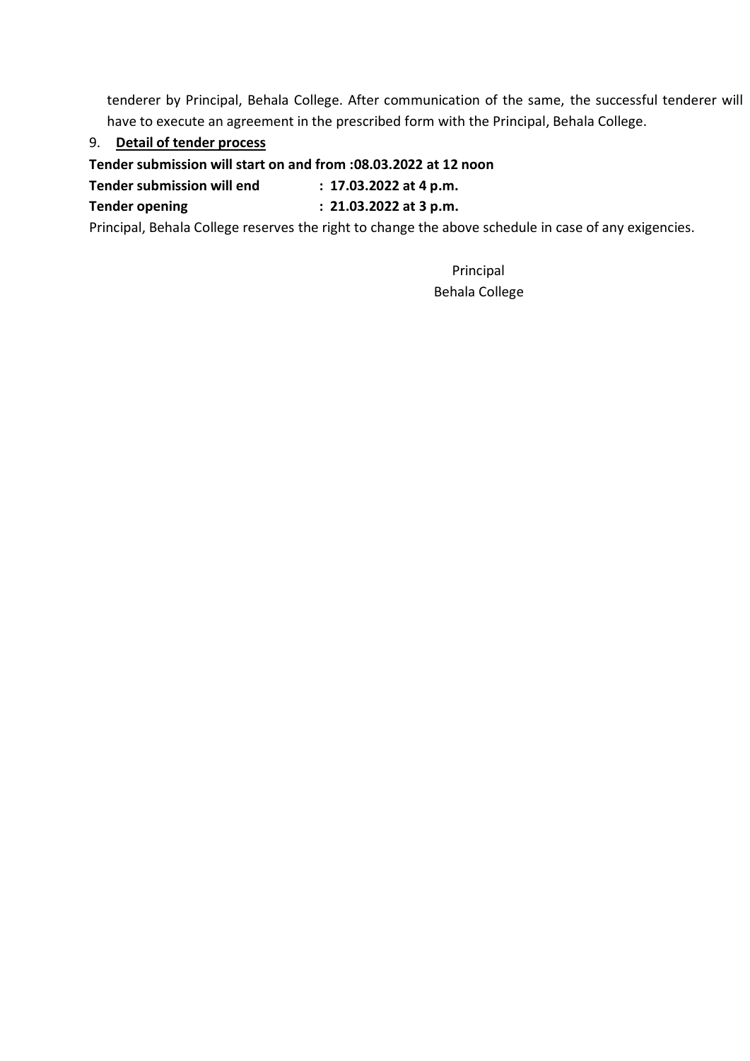tenderer by Principal, Behala College. After communication of the same, the successful tenderer will have to execute an agreement in the prescribed form with the Principal, Behala College.

9. **Detail of tender process**

**Tender submission will start on and from :08.03.2022 at 12 noon**

**Tender submission will end : 17.03.2022 at 4 p.m.**

**Tender opening : 21.03.2022 at 3 p.m.**

Principal, Behala College reserves the right to change the above schedule in case of any exigencies.

Principal
Behala College